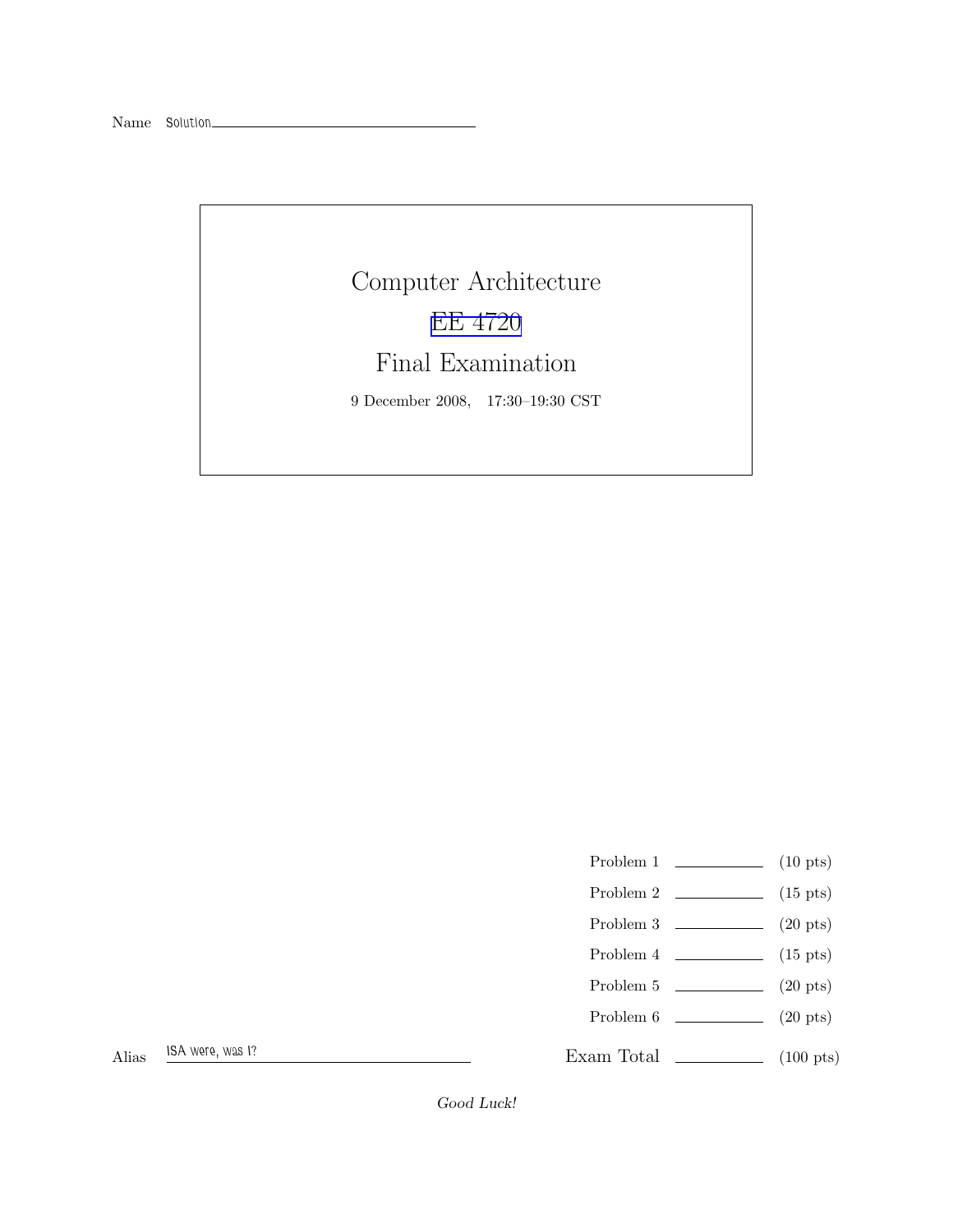Name Solution

# Computer Architecture

# EE 4720

# Final Examination

9 December 2008, 17:30–19:30 CST

| | | |
|---|---|---|
| Problem 1 | ________ | (10 pts) |
| Problem 2 | ________ | (15 pts) |
| Problem 3 | ________ | (20 pts) |
| Problem 4 | ________ | (15 pts) |
| Problem 5 | ________ | (20 pts) |
| Problem 6 | ________ | (20 pts) |
| Exam Total | ________ | (100 pts) |

Alias ISA were, was I?

*Good Luck!*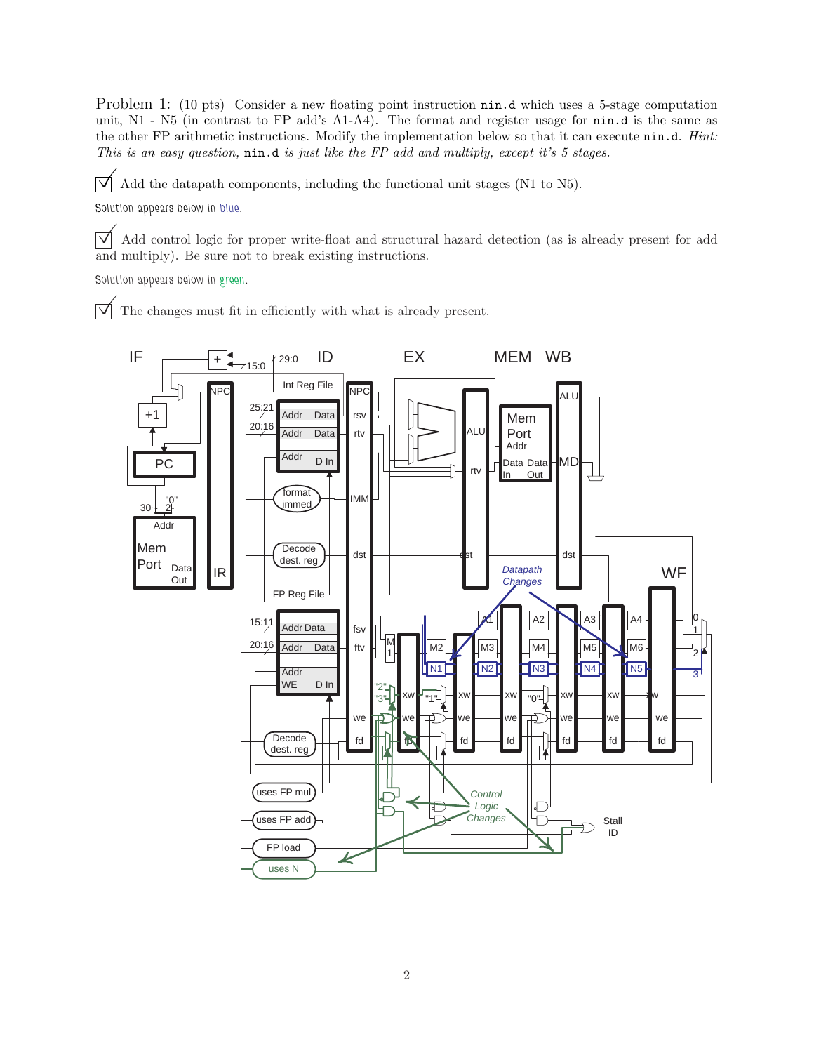Problem 1: (10 pts) Consider a new floating point instruction `nin.d` which uses a 5-stage computation unit, N1 - N5 (in contrast to FP add's A1-A4). The format and register usage for `nin.d` is the same as the other FP arithmetic instructions. Modify the implementation below so that it can execute `nin.d`. *Hint: This is an easy question,* `nin.d` *is just like the FP add and multiply, except it's 5 stages.*

☑ Add the datapath components, including the functional unit stages (N1 to N5).

Solution appears below in blue.

☑ Add control logic for proper write-float and structural hazard detection (as is already present for add and multiply). Be sure not to break existing instructions.

Solution appears below in green.

☑ The changes must fit in efficiently with what is already present.

IF

ID

EX

MEM

WB

WF

+

29:0

15:0

NPC

Int Reg File

NPC

+1

25:21

Addr Data

rsv

20:16

Addr Data

rtv

ALU

Mem Port Addr

ALU

PC

Addr D In

Data In

Data Out

MD

rtv

"0"

30

2

format immed

IMM

Addr

Mem Port

Data Out

IR

Decode dest. reg

dst

dst

dst

Datapath Changes

FP Reg File

15:11

Addr Data

fsv

A1

A2

A3

A4

0

1

20:16

Addr Data

ftv

M 1

M2

M3

M4

M5

M6

2

N1

N2

N3

N4

N5

3

Addr WE D In

"2"

"3"

xw

"1"

xw

xw

"0"

xw

xw

xw

we

we

we

we

we

we

we

Decode dest. reg

fd

fd

fd

fd

fd

fd

fd

uses FP mul

Control Logic Changes

uses FP add

Stall ID

FP load

uses N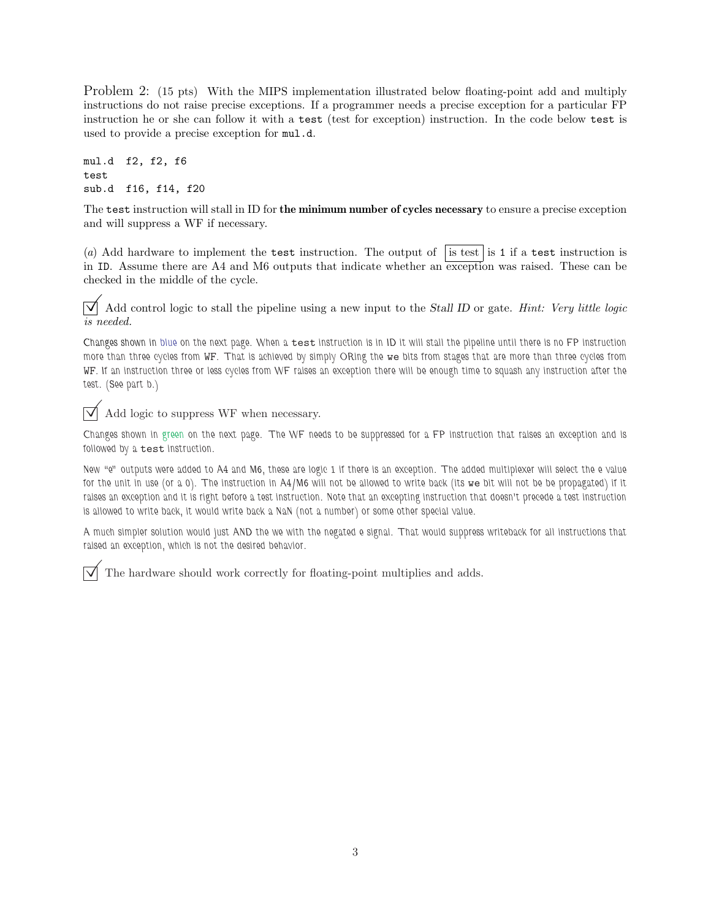Problem 2: (15 pts) With the MIPS implementation illustrated below floating-point add and multiply instructions do not raise precise exceptions. If a programmer needs a precise exception for a particular FP instruction he or she can follow it with a `test` (test for exception) instruction. In the code below `test` is used to provide a precise exception for `mul.d`.

```
mul.d  f2, f2, f6
test
sub.d  f16, f14, f20
```

The `test` instruction will stall in ID for **the minimum number of cycles necessary** to ensure a precise exception and will suppress a WF if necessary.

(*a*) Add hardware to implement the `test` instruction. The output of [is test] is 1 if a `test` instruction is in ID. Assume there are A4 and M6 outputs that indicate whether an exception was raised. These can be checked in the middle of the cycle.

☑ Add control logic to stall the pipeline using a new input to the *Stall ID* or gate. *Hint: Very little logic is needed.*

Changes shown in blue on the next page. When a `test` instruction is in ID it will stall the pipeline until there is no FP instruction more than three cycles from WF. That is achieved by simply ORing the `we` bits from stages that are more than three cycles from WF. If an instruction three or less cycles from WF raises an exception there will be enough time to squash any instruction after the test. (See part b.)

☑ Add logic to suppress WF when necessary.

Changes shown in green on the next page. The WF needs to be suppressed for a FP instruction that raises an exception and is followed by a `test` instruction.

New "e" outputs were added to A4 and M6, these are logic 1 if there is an exception. The added multiplexer will select the e value for the unit in use (or a 0). The instruction in A4/M6 will not be allowed to write back (its `we` bit will not be be propagated) if it raises an exception and it is right before a test instruction. Note that an excepting instruction that doesn't precede a test instruction is allowed to write back, it would write back a NaN (not a number) or some other special value.

A much simpler solution would just AND the we with the negated e signal. That would suppress writeback for all instructions that raised an exception, which is not the desired behavior.

☑ The hardware should work correctly for floating-point multiplies and adds.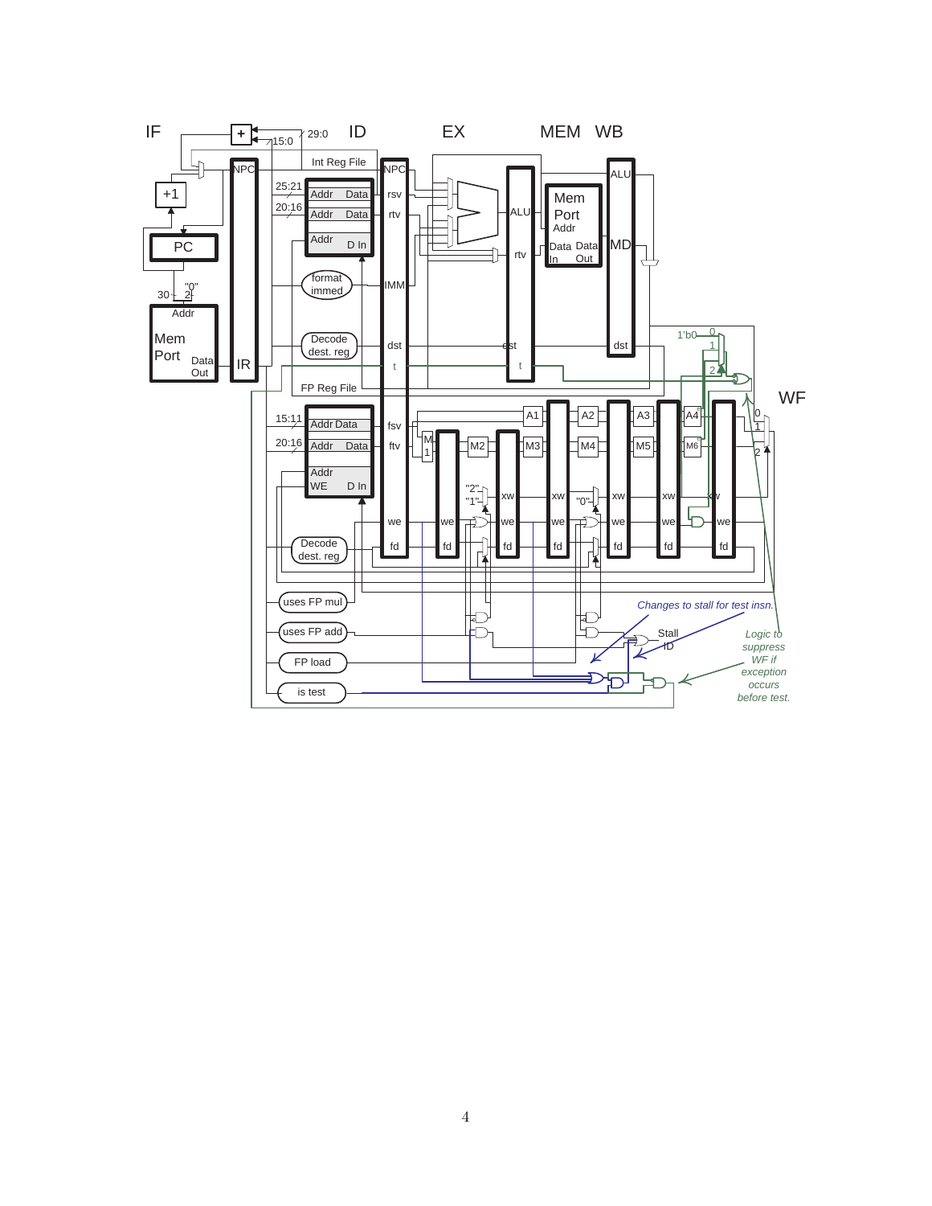IF ID EX MEM WB

WF

*Changes to stall for test insn.*

*Logic to suppress WF if exception occurs before test.*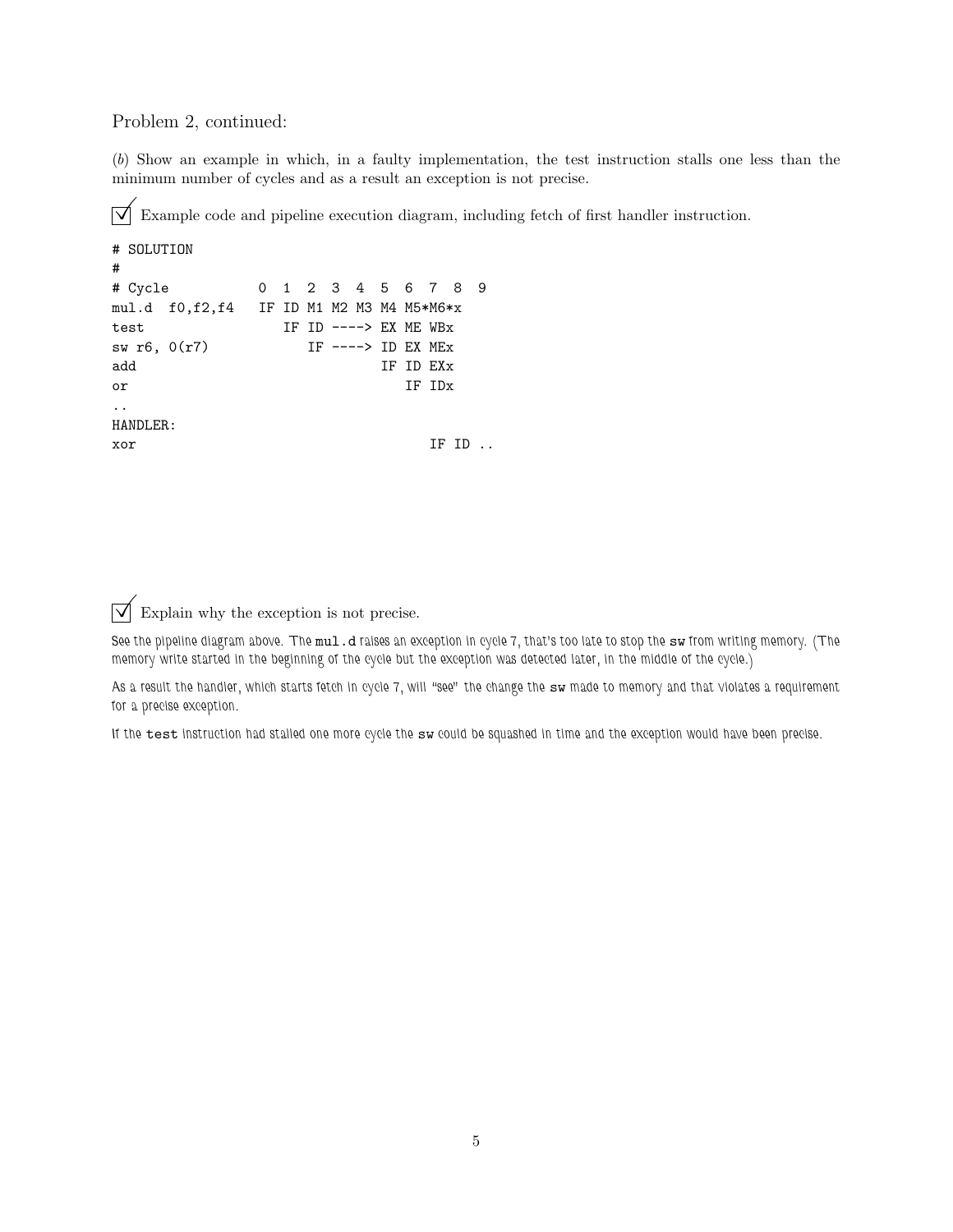Problem 2, continued:

(*b*) Show an example in which, in a faulty implementation, the test instruction stalls one less than the minimum number of cycles and as a result an exception is not precise.

☑ Example code and pipeline execution diagram, including fetch of first handler instruction.

```
# SOLUTION
#
# Cycle           0  1  2  3  4  5  6  7  8  9
mul.d  f0,f2,f4   IF ID M1 M2 M3 M4 M5*M6*x
test                 IF ID ----> EX ME WBx
sw r6, 0(r7)            IF ----> ID EX MEx
add                              IF ID EXx
or                                  IF IDx
..
HANDLER:
xor                                    IF ID ..
```

☑ Explain why the exception is not precise.

See the pipeline diagram above. The `mul.d` raises an exception in cycle 7, that's too late to stop the `sw` from writing memory. (The memory write started in the beginning of the cycle but the exception was detected later, in the middle of the cycle.)

As a result the handler, which starts fetch in cycle 7, will "see" the change the `sw` made to memory and that violates a requirement for a precise exception.

If the `test` instruction had stalled one more cycle the `sw` could be squashed in time and the exception would have been precise.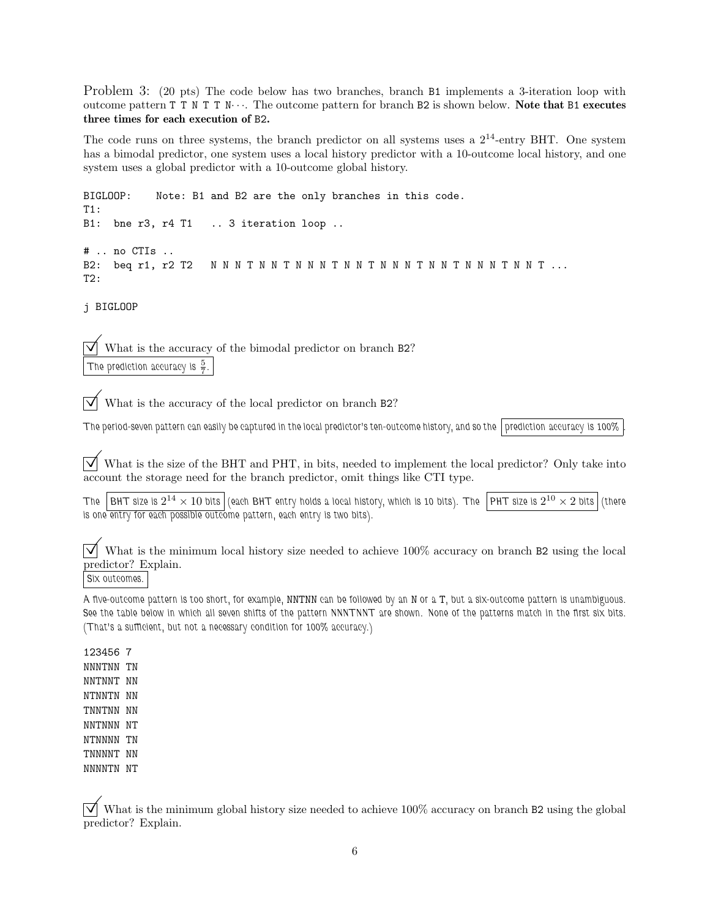Problem 3: (20 pts) The code below has two branches, branch B1 implements a 3-iteration loop with outcome pattern T T N T T N···. The outcome pattern for branch B2 is shown below. **Note that B1 executes three times for each execution of B2.**

The code runs on three systems, the branch predictor on all systems uses a $2^{14}$-entry BHT. One system has a bimodal predictor, one system uses a local history predictor with a 10-outcome local history, and one system uses a global predictor with a 10-outcome global history.

```
BIGLOOP:    Note: B1 and B2 are the only branches in this code.
T1:
B1:  bne r3, r4 T1   .. 3 iteration loop ..

# .. no CTIs ..
B2:  beq r1, r2 T2   N N N T N N T N N N T N N T N N N T N N T N N N T N N T ...
T2:

j BIGLOOP
```

☑ What is the accuracy of the bimodal predictor on branch B2?

The prediction accuracy is $\frac{5}{7}$.

☑ What is the accuracy of the local predictor on branch B2?

The period-seven pattern can easily be captured in the local predictor's ten-outcome history, and so the prediction accuracy is 100%.

☑ What is the size of the BHT and PHT, in bits, needed to implement the local predictor? Only take into account the storage need for the branch predictor, omit things like CTI type.

The BHT size is $2^{14} \times 10$ bits (each BHT entry holds a local history, which is 10 bits). The PHT size is $2^{10} \times 2$ bits (there is one entry for each possible outcome pattern, each entry is two bits).

☑ What is the minimum local history size needed to achieve 100% accuracy on branch B2 using the local predictor? Explain.

Six outcomes.

A five-outcome pattern is too short, for example, NNTNN can be followed by an N or a T, but a six-outcome pattern is unambiguous. See the table below in which all seven shifts of the pattern NNNTNNT are shown. None of the patterns match in the first six bits. (That's a sufficient, but not a necessary condition for 100% accuracy.)

```
123456 7
NNNTNN TN
NNTNNT NN
NTNNTN NN
TNNTNN NN
NNTNNN NT
NTNNNN TN
TNNNNT NN
NNNNTN NT
```

☑ What is the minimum global history size needed to achieve 100% accuracy on branch B2 using the global predictor? Explain.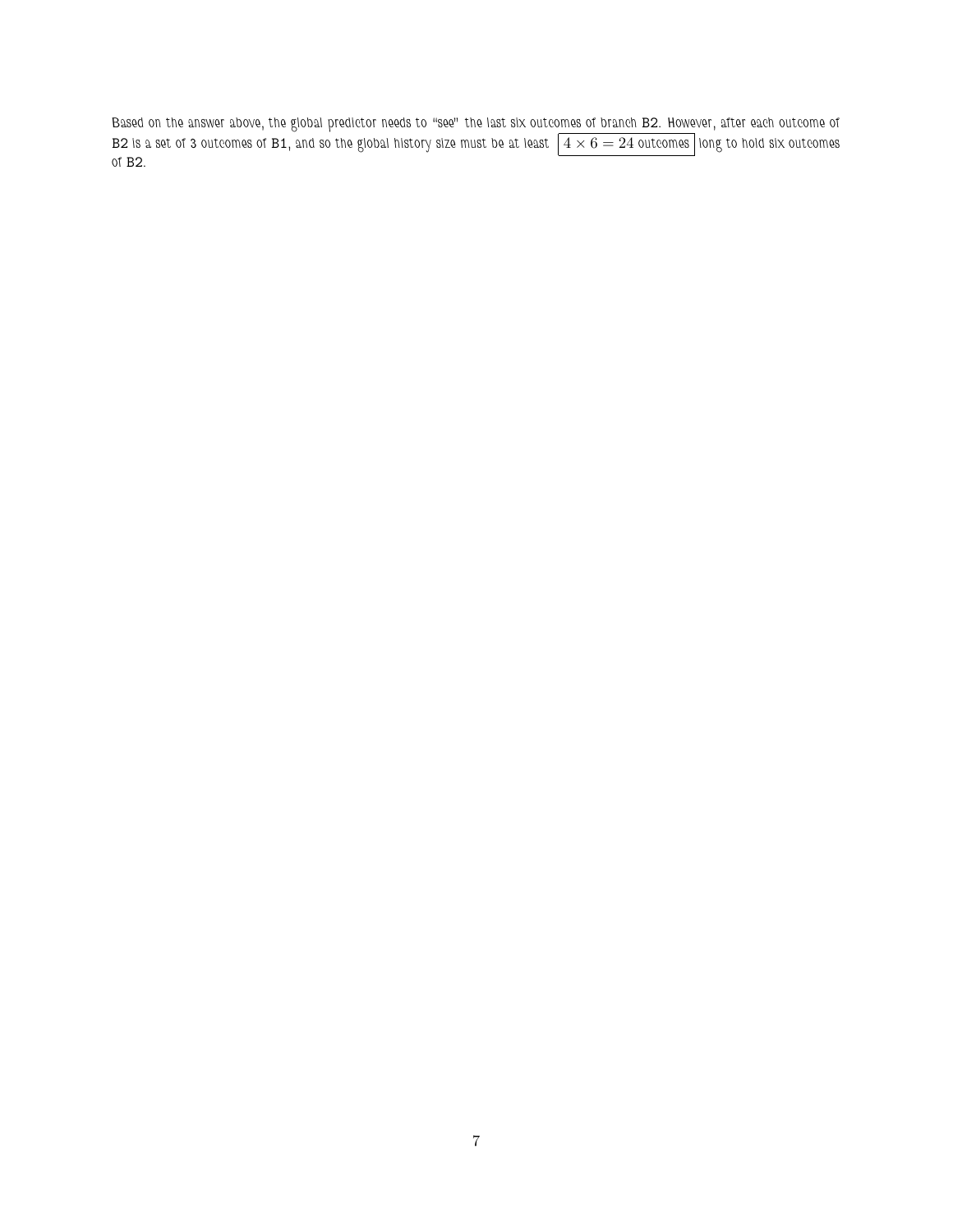Based on the answer above, the global predictor needs to "see" the last six outcomes of branch B2. However, after each outcome of B2 is a set of 3 outcomes of B1, and so the global history size must be at least $\boxed{4 \times 6 = 24 \text{ outcomes}}$ long to hold six outcomes of B2.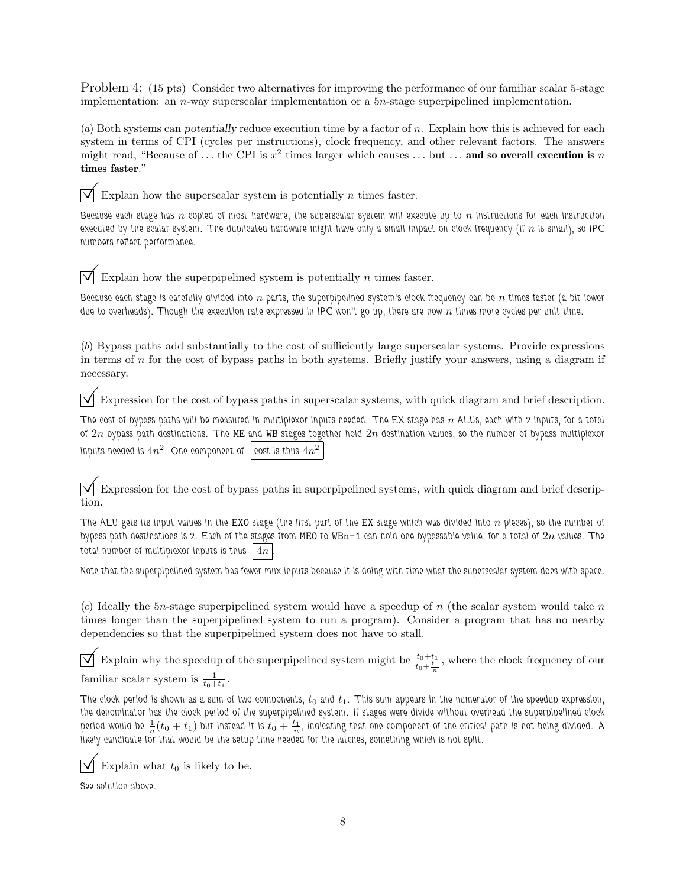Problem 4: (15 pts) Consider two alternatives for improving the performance of our familiar scalar 5-stage implementation: an $n$-way superscalar implementation or a $5n$-stage superpipelined implementation.

($a$) Both systems can *potentially* reduce execution time by a factor of $n$. Explain how this is achieved for each system in terms of CPI (cycles per instructions), clock frequency, and other relevant factors. The answers might read, "Because of ... the CPI is $x^2$ times larger which causes ... but ... **and so overall execution is $n$ times faster**."

☑ Explain how the superscalar system is potentially $n$ times faster.

Because each stage has $n$ copied of most hardware, the superscalar system will execute up to $n$ instructions for each instruction executed by the scalar system. The duplicated hardware might have only a small impact on clock frequency (if $n$ is small), so IPC numbers reflect performance.

☑ Explain how the superpipelined system is potentially $n$ times faster.

Because each stage is carefully divided into $n$ parts, the superpipelined system's clock frequency can be $n$ times faster (a bit lower due to overheads). Though the execution rate expressed in IPC won't go up, there are now $n$ times more cycles per unit time.

($b$) Bypass paths add substantially to the cost of sufficiently large superscalar systems. Provide expressions in terms of $n$ for the cost of bypass paths in both systems. Briefly justify your answers, using a diagram if necessary.

☑ Expression for the cost of bypass paths in superscalar systems, with quick diagram and brief description.

The cost of bypass paths will be measured in multiplexor inputs needed. The EX stage has $n$ ALUs, each with 2 inputs, for a total of $2n$ bypass path destinations. The ME and WB stages together hold $2n$ destination values, so the number of bypass multiplexor inputs needed is $4n^2$. One component of cost is thus $4n^2$.

☑ Expression for the cost of bypass paths in superpipelined systems, with quick diagram and brief description.

The ALU gets its input values in the EX0 stage (the first part of the EX stage which was divided into $n$ pieces), so the number of bypass path destinations is 2. Each of the stages from ME0 to WBn-1 can hold one bypassable value, for a total of $2n$ values. The total number of multiplexor inputs is thus $4n$.

Note that the superpipelined system has fewer mux inputs because it is doing with time what the superscalar system does with space.

($c$) Ideally the $5n$-stage superpipelined system would have a speedup of $n$ (the scalar system would take $n$ times longer than the superpipelined system to run a program). Consider a program that has no nearby dependencies so that the superpipelined system does not have to stall.

☑ Explain why the speedup of the superpipelined system might be $\frac{t_0+t_1}{t_0+\frac{t_1}{n}}$, where the clock frequency of our familiar scalar system is $\frac{1}{t_0+t_1}$.

The clock period is shown as a sum of two components, $t_0$ and $t_1$. This sum appears in the numerator of the speedup expression, the denominator has the clock period of the superpipelined system. If stages were divide without overhead the superpipelined clock period would be $\frac{1}{n}(t_0+t_1)$ but instead it is $t_0+\frac{t_1}{n}$, indicating that one component of the critical path is not being divided. A likely candidate for that would be the setup time needed for the latches, something which is not split.

☑ Explain what $t_0$ is likely to be.

See solution above.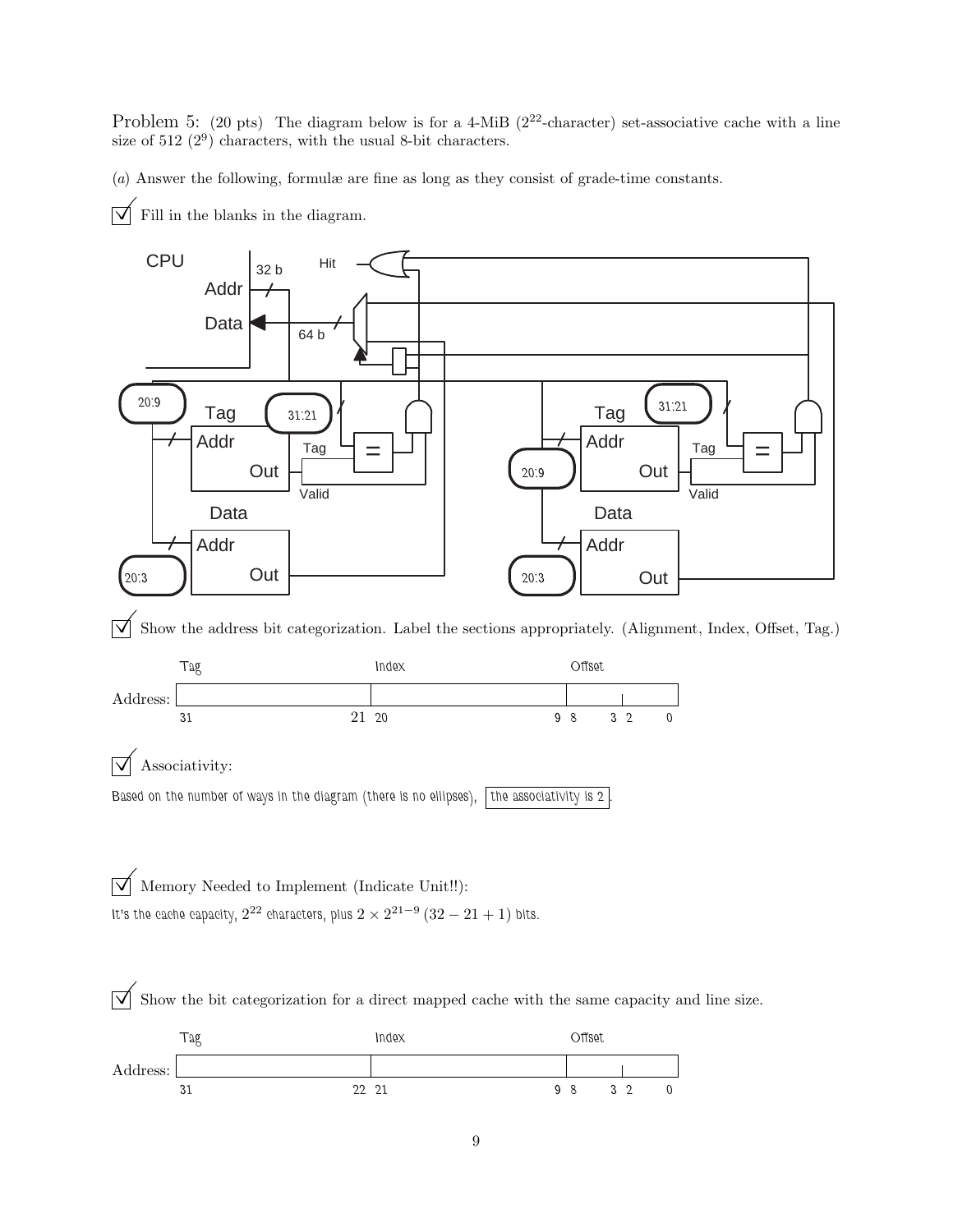Problem 5: (20 pts) The diagram below is for a 4-MiB ($2^{22}$-character) set-associative cache with a line size of 512 ($2^9$) characters, with the usual 8-bit characters.

(*a*) Answer the following, formulæ are fine as long as they consist of grade-time constants.

☑ Fill in the blanks in the diagram.

CPU
Addr
32 b
Data
64 b
Hit
20:9
Tag
Addr
Out
31:21
Tag
Valid
=
Data
Addr
Out
20:3
Tag
31:21
Addr
Out
20:9
Tag
Valid
=
Data
Addr
Out
20:3

☑ Show the address bit categorization. Label the sections appropriately. (Alignment, Index, Offset, Tag.)

| | Tag | Index | Offset |
|---|---|---|---|
| Address: | 31 … 21 | 20 … 9 | 8 … 3 &#124; 2 … 0 |

☑ Associativity:

Based on the number of ways in the diagram (there is no ellipses), the associativity is 2.

☑ Memory Needed to Implement (Indicate Unit!!):

It's the cache capacity, $2^{22}$ characters, plus $2 \times 2^{21-9}\,(32 - 21 + 1)$ bits.

☑ Show the bit categorization for a direct mapped cache with the same capacity and line size.

| | Tag | Index | Offset |
|---|---|---|---|
| Address: | 31 … 22 | 21 … 9 | 8 … 3 &#124; 2 … 0 |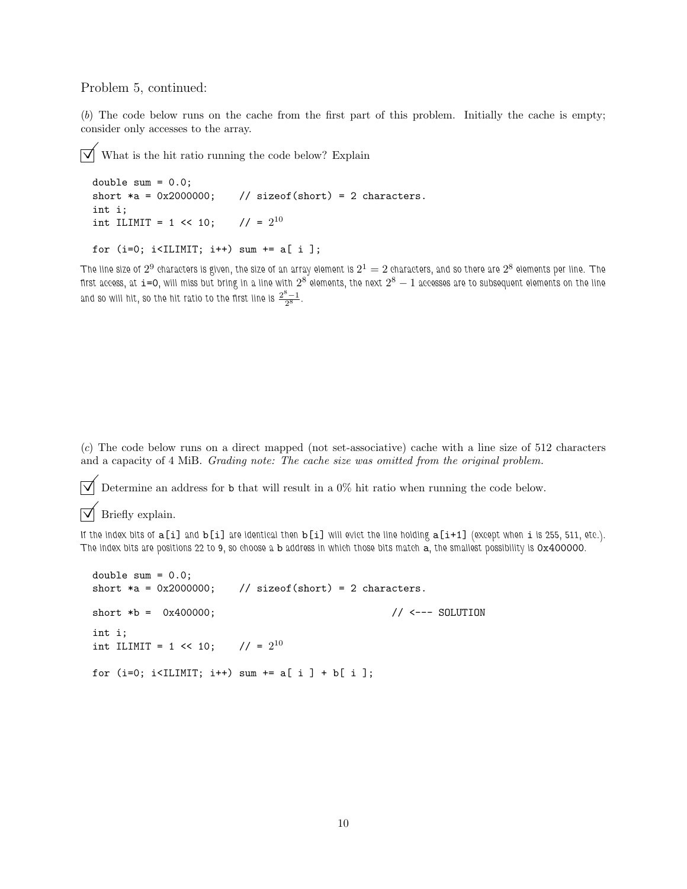Problem 5, continued:

(*b*) The code below runs on the cache from the first part of this problem. Initially the cache is empty; consider only accesses to the array.

☑ What is the hit ratio running the code below? Explain

```
double sum = 0.0;
short *a = 0x2000000;    // sizeof(short) = 2 characters.
int i;
int ILIMIT = 1 << 10;    // = 2^10

for (i=0; i<ILIMIT; i++) sum += a[ i ];
```

The line size of $2^9$ characters is given, the size of an array element is $2^1 = 2$ characters, and so there are $2^8$ elements per line. The first access, at `i=0`, will miss but bring in a line with $2^8$ elements, the next $2^8 - 1$ accesses are to subsequent elements on the line and so will hit, so the hit ratio to the first line is $\frac{2^8-1}{2^8}$.

(*c*) The code below runs on a direct mapped (not set-associative) cache with a line size of 512 characters and a capacity of 4 MiB. *Grading note: The cache size was omitted from the original problem.*

☑ Determine an address for `b` that will result in a 0% hit ratio when running the code below.

☑ Briefly explain.

If the index bits of `a[i]` and `b[i]` are identical then `b[i]` will evict the line holding `a[i+1]` (except when `i` is 255, 511, etc.). The index bits are positions 22 to 9, so choose a `b` address in which those bits match `a`, the smallest possibility is `0x400000`.

```
double sum = 0.0;
short *a = 0x2000000;    // sizeof(short) = 2 characters.

short *b =  0x400000;                              // <--- SOLUTION

int i;
int ILIMIT = 1 << 10;    // = 2^10

for (i=0; i<ILIMIT; i++) sum += a[ i ] + b[ i ];
```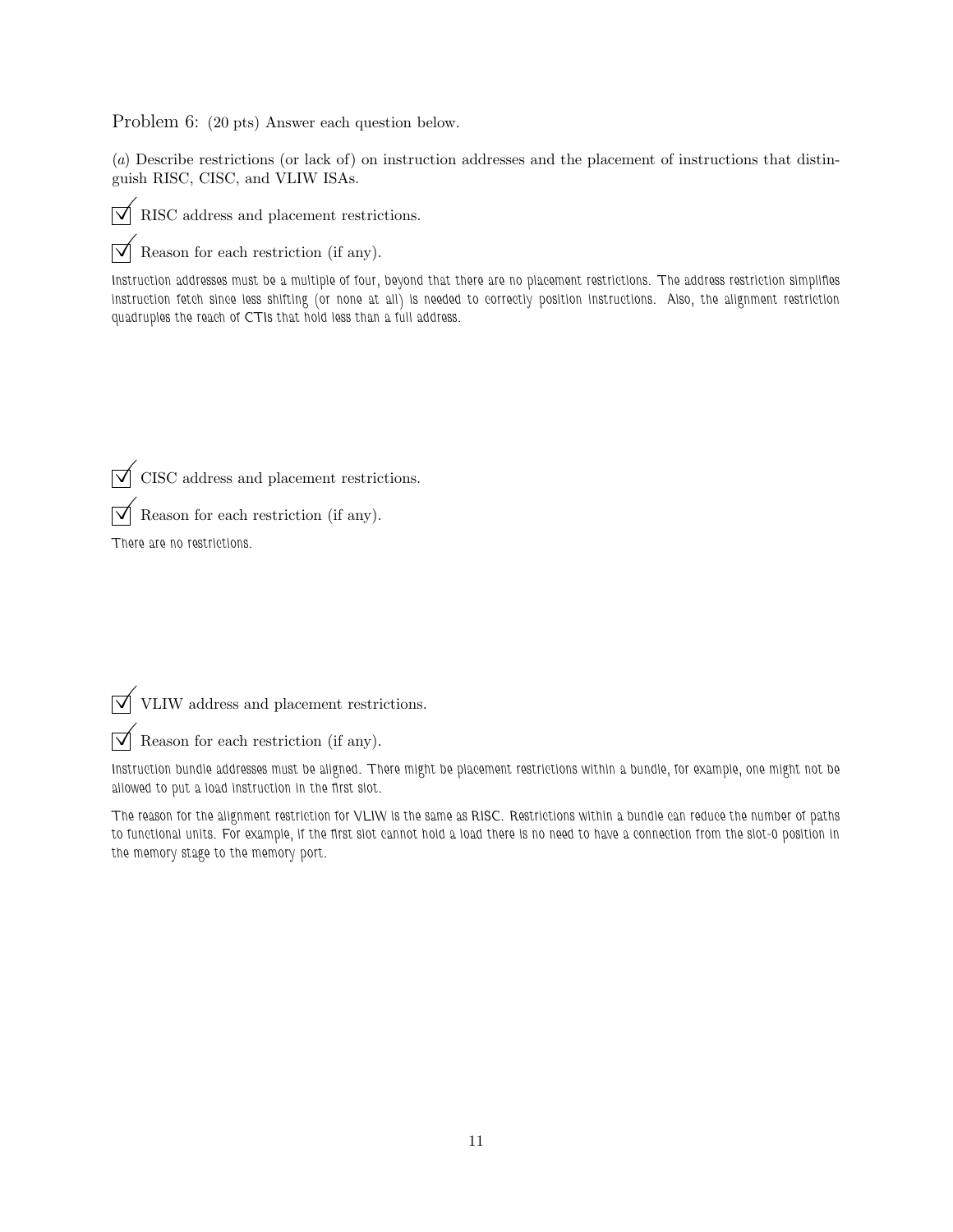Problem 6: (20 pts) Answer each question below.

(*a*) Describe restrictions (or lack of) on instruction addresses and the placement of instructions that distinguish RISC, CISC, and VLIW ISAs.

☑ RISC address and placement restrictions.

☑ Reason for each restriction (if any).

*Instruction addresses must be a multiple of four, beyond that there are no placement restrictions. The address restriction simplifies instruction fetch since less shifting (or none at all) is needed to correctly position instructions. Also, the alignment restriction quadruples the reach of CTIs that hold less than a full address.*

☑ CISC address and placement restrictions.

☑ Reason for each restriction (if any).

*There are no restrictions.*

☑ VLIW address and placement restrictions.

☑ Reason for each restriction (if any).

*Instruction bundle addresses must be aligned. There might be placement restrictions within a bundle, for example, one might not be allowed to put a load instruction in the first slot.*

*The reason for the alignment restriction for VLIW is the same as RISC. Restrictions within a bundle can reduce the number of paths to functional units. For example, if the first slot cannot hold a load there is no need to have a connection from the slot-0 position in the memory stage to the memory port.*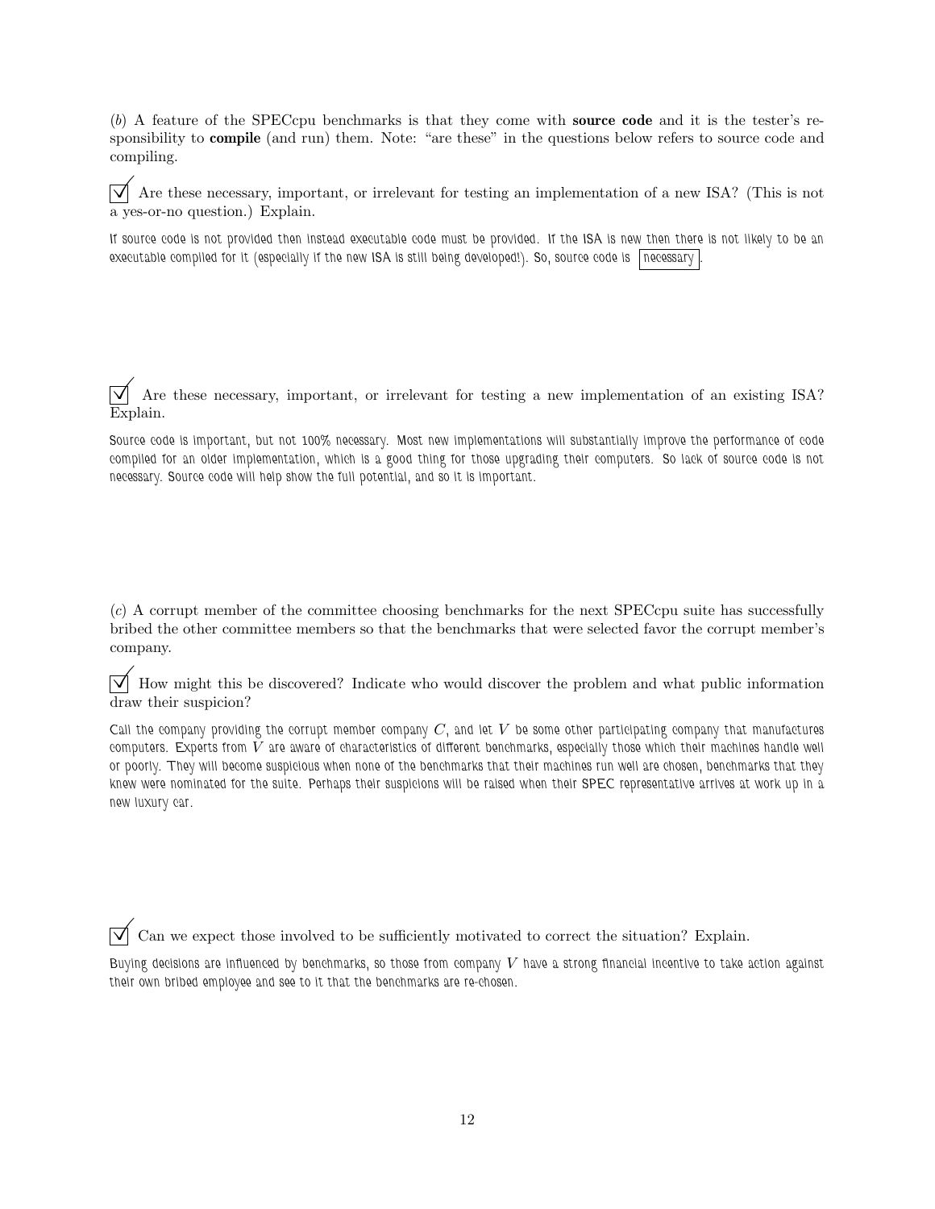(*b*) A feature of the SPECcpu benchmarks is that they come with **source code** and it is the tester's responsibility to **compile** (and run) them. Note: "are these" in the questions below refers to source code and compiling.

☑ Are these necessary, important, or irrelevant for testing an implementation of a new ISA? (This is not a yes-or-no question.) Explain.

If source code is not provided then instead executable code must be provided. If the ISA is new then there is not likely to be an executable compiled for it (especially if the new ISA is still being developed!). So, source code is necessary.

☑ Are these necessary, important, or irrelevant for testing a new implementation of an existing ISA? Explain.

Source code is important, but not 100% necessary. Most new implementations will substantially improve the performance of code compiled for an older implementation, which is a good thing for those upgrading their computers. So lack of source code is not necessary. Source code will help show the full potential, and so it is important.

(*c*) A corrupt member of the committee choosing benchmarks for the next SPECcpu suite has successfully bribed the other committee members so that the benchmarks that were selected favor the corrupt member's company.

☑ How might this be discovered? Indicate who would discover the problem and what public information draw their suspicion?

Call the company providing the corrupt member company $C$, and let $V$ be some other participating company that manufactures computers. Experts from $V$ are aware of characteristics of different benchmarks, especially those which their machines handle well or poorly. They will become suspicious when none of the benchmarks that their machines run well are chosen, benchmarks that they knew were nominated for the suite. Perhaps their suspicions will be raised when their SPEC representative arrives at work up in a new luxury car.

☑ Can we expect those involved to be sufficiently motivated to correct the situation? Explain.

Buying decisions are influenced by benchmarks, so those from company $V$ have a strong financial incentive to take action against their own bribed employee and see to it that the benchmarks are re-chosen.